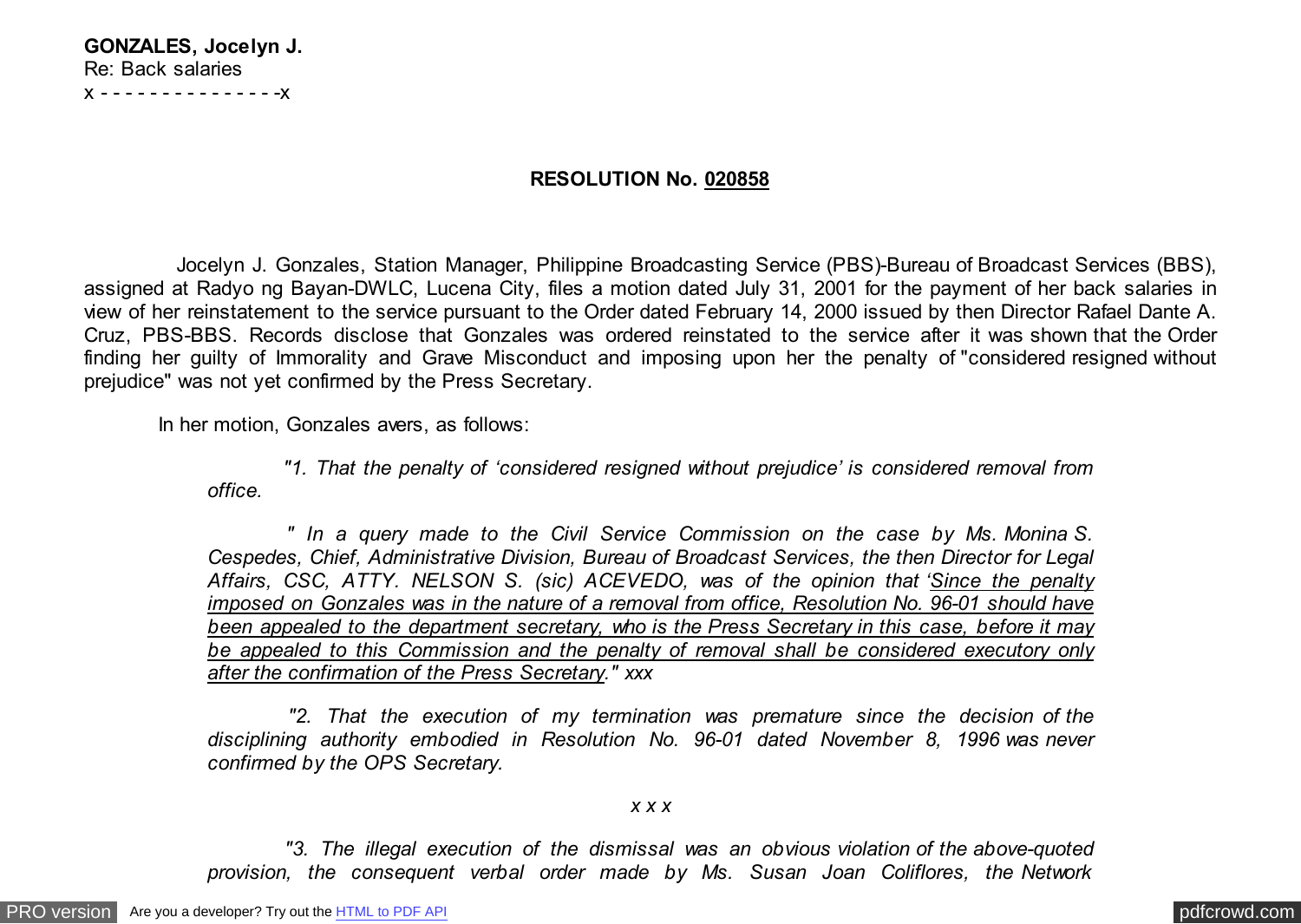**GONZALES, Jocelyn J.**
Re: Back salaries
x - - - - - - - - - - - - - - -x

**RESOLUTION No. 020858**

Jocelyn J. Gonzales, Station Manager, Philippine Broadcasting Service (PBS)-Bureau of Broadcast Services (BBS), assigned at Radyo ng Bayan-DWLC, Lucena City, files a motion dated July 31, 2001 for the payment of her back salaries in view of her reinstatement to the service pursuant to the Order dated February 14, 2000 issued by then Director Rafael Dante A. Cruz, PBS-BBS. Records disclose that Gonzales was ordered reinstated to the service after it was shown that the Order finding her guilty of Immorality and Grave Misconduct and imposing upon her the penalty of "considered resigned without prejudice" was not yet confirmed by the Press Secretary.

In her motion, Gonzales avers, as follows:

> *"1. That the penalty of 'considered resigned without prejudice' is considered removal from office.*
>
> *" In a query made to the Civil Service Commission on the case by Ms. Monina S. Cespedes, Chief, Administrative Division, Bureau of Broadcast Services, the then Director for Legal Affairs, CSC, ATTY. NELSON S. (sic) ACEVEDO, was of the opinion that '<u>Since the penalty imposed on Gonzales was in the nature of a removal from office, Resolution No. 96-01 should have been appealed to the department secretary, who is the Press Secretary in this case, before it may be appealed to this Commission and the penalty of removal shall be considered executory only after the confirmation of the Press Secretary</u>." xxx*
>
> *"2. That the execution of my termination was premature since the decision of the disciplining authority embodied in Resolution No. 96-01 dated November 8, 1996 was never confirmed by the OPS Secretary.*
>
> *x x x*
>
> *"3. The illegal execution of the dismissal was an obvious violation of the above-quoted provision, the consequent verbal order made by Ms. Susan Joan Coliflores, the Network*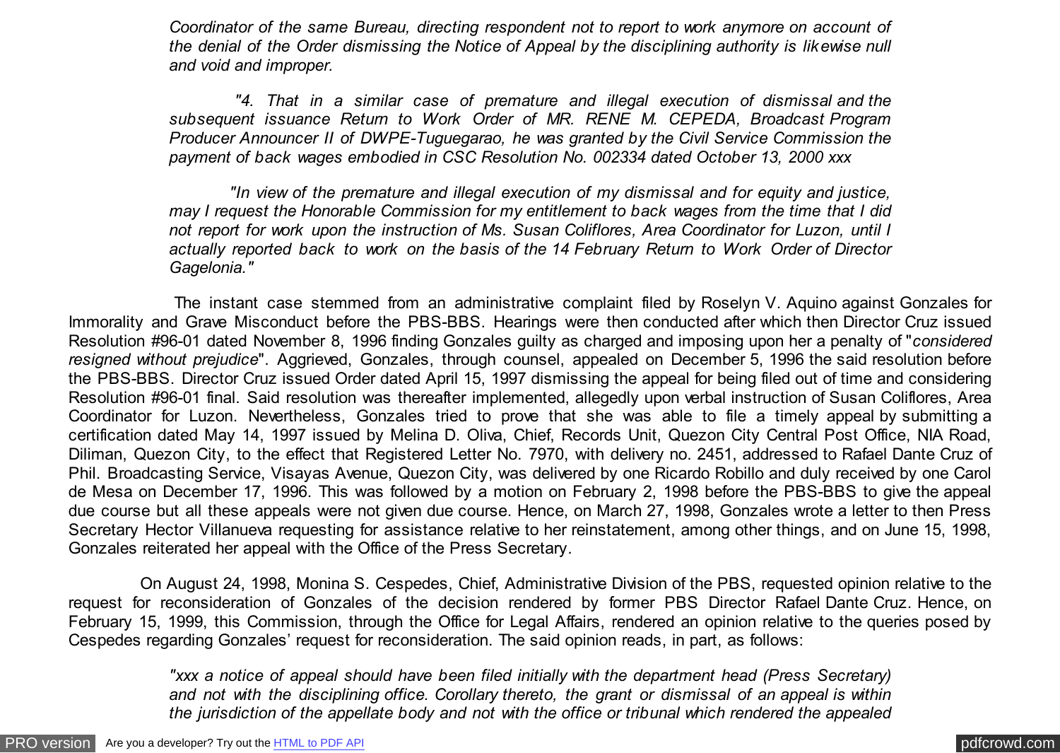*Coordinator of the same Bureau, directing respondent not to report to work anymore on account of the denial of the Order dismissing the Notice of Appeal by the disciplining authority is likewise null and void and improper.*

*"4. That in a similar case of premature and illegal execution of dismissal and the subsequent issuance Return to Work Order of MR. RENE M. CEPEDA, Broadcast Program Producer Announcer II of DWPE-Tuguegarao, he was granted by the Civil Service Commission the payment of back wages embodied in CSC Resolution No. 002334 dated October 13, 2000 xxx*

*"In view of the premature and illegal execution of my dismissal and for equity and justice, may I request the Honorable Commission for my entitlement to back wages from the time that I did not report for work upon the instruction of Ms. Susan Coliflores, Area Coordinator for Luzon, until I actually reported back to work on the basis of the 14 February Return to Work Order of Director Gagelonia."*

The instant case stemmed from an administrative complaint filed by Roselyn V. Aquino against Gonzales for Immorality and Grave Misconduct before the PBS-BBS. Hearings were then conducted after which then Director Cruz issued Resolution #96-01 dated November 8, 1996 finding Gonzales guilty as charged and imposing upon her a penalty of "*considered resigned without prejudice*". Aggrieved, Gonzales, through counsel, appealed on December 5, 1996 the said resolution before the PBS-BBS. Director Cruz issued Order dated April 15, 1997 dismissing the appeal for being filed out of time and considering Resolution #96-01 final. Said resolution was thereafter implemented, allegedly upon verbal instruction of Susan Coliflores, Area Coordinator for Luzon. Nevertheless, Gonzales tried to prove that she was able to file a timely appeal by submitting a certification dated May 14, 1997 issued by Melina D. Oliva, Chief, Records Unit, Quezon City Central Post Office, NIA Road, Diliman, Quezon City, to the effect that Registered Letter No. 7970, with delivery no. 2451, addressed to Rafael Dante Cruz of Phil. Broadcasting Service, Visayas Avenue, Quezon City, was delivered by one Ricardo Robillo and duly received by one Carol de Mesa on December 17, 1996. This was followed by a motion on February 2, 1998 before the PBS-BBS to give the appeal due course but all these appeals were not given due course. Hence, on March 27, 1998, Gonzales wrote a letter to then Press Secretary Hector Villanueva requesting for assistance relative to her reinstatement, among other things, and on June 15, 1998, Gonzales reiterated her appeal with the Office of the Press Secretary.

On August 24, 1998, Monina S. Cespedes, Chief, Administrative Division of the PBS, requested opinion relative to the request for reconsideration of Gonzales of the decision rendered by former PBS Director Rafael Dante Cruz. Hence, on February 15, 1999, this Commission, through the Office for Legal Affairs, rendered an opinion relative to the queries posed by Cespedes regarding Gonzales' request for reconsideration. The said opinion reads, in part, as follows:

*"xxx a notice of appeal should have been filed initially with the department head (Press Secretary) and not with the disciplining office. Corollary thereto, the grant or dismissal of an appeal is within the jurisdiction of the appellate body and not with the office or tribunal which rendered the appealed*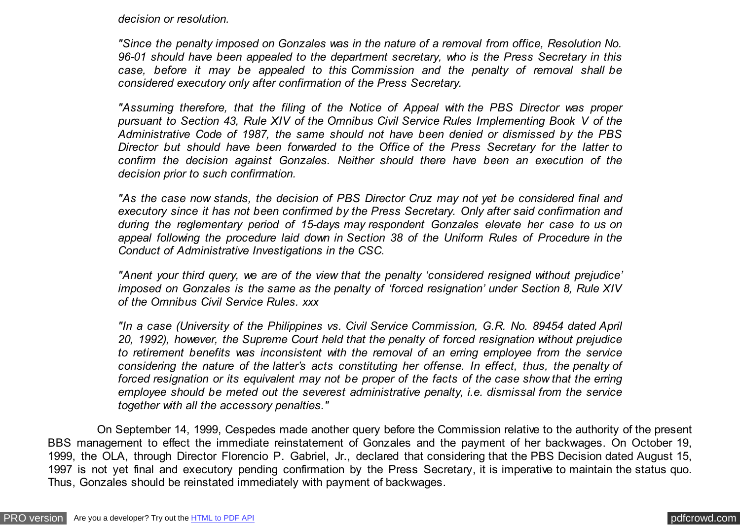*decision or resolution.*

> *"Since the penalty imposed on Gonzales was in the nature of a removal from office, Resolution No. 96-01 should have been appealed to the department secretary, who is the Press Secretary in this case, before it may be appealed to this Commission and the penalty of removal shall be considered executory only after confirmation of the Press Secretary.*
>
> *"Assuming therefore, that the filing of the Notice of Appeal with the PBS Director was proper pursuant to Section 43, Rule XIV of the Omnibus Civil Service Rules Implementing Book V of the Administrative Code of 1987, the same should not have been denied or dismissed by the PBS Director but should have been forwarded to the Office of the Press Secretary for the latter to confirm the decision against Gonzales. Neither should there have been an execution of the decision prior to such confirmation.*
>
> *"As the case now stands, the decision of PBS Director Cruz may not yet be considered final and executory since it has not been confirmed by the Press Secretary. Only after said confirmation and during the reglementary period of 15-days may respondent Gonzales elevate her case to us on appeal following the procedure laid down in Section 38 of the Uniform Rules of Procedure in the Conduct of Administrative Investigations in the CSC.*
>
> *"Anent your third query, we are of the view that the penalty 'considered resigned without prejudice' imposed on Gonzales is the same as the penalty of 'forced resignation' under Section 8, Rule XIV of the Omnibus Civil Service Rules. xxx*
>
> *"In a case (University of the Philippines vs. Civil Service Commission, G.R. No. 89454 dated April 20, 1992), however, the Supreme Court held that the penalty of forced resignation without prejudice to retirement benefits was inconsistent with the removal of an erring employee from the service considering the nature of the latter's acts constituting her offense. In effect, thus, the penalty of forced resignation or its equivalent may not be proper of the facts of the case show that the erring employee should be meted out the severest administrative penalty, i.e. dismissal from the service together with all the accessory penalties."*

On September 14, 1999, Cespedes made another query before the Commission relative to the authority of the present BBS management to effect the immediate reinstatement of Gonzales and the payment of her backwages. On October 19, 1999, the OLA, through Director Florencio P. Gabriel, Jr., declared that considering that the PBS Decision dated August 15, 1997 is not yet final and executory pending confirmation by the Press Secretary, it is imperative to maintain the status quo. Thus, Gonzales should be reinstated immediately with payment of backwages.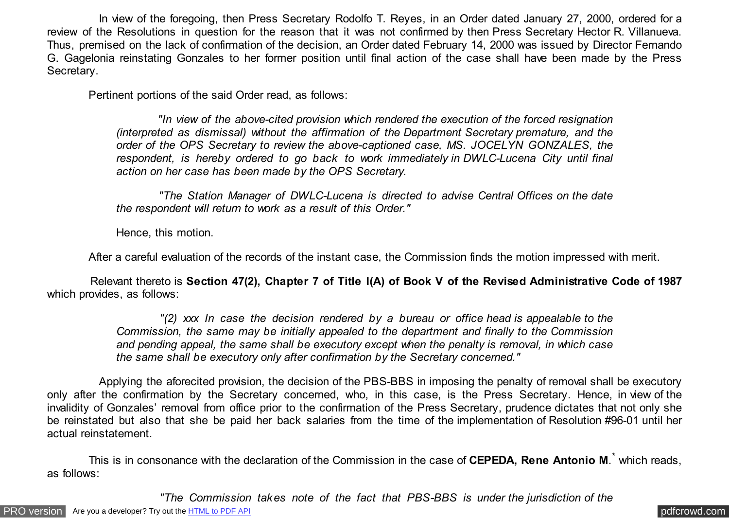In view of the foregoing, then Press Secretary Rodolfo T. Reyes, in an Order dated January 27, 2000, ordered for a review of the Resolutions in question for the reason that it was not confirmed by then Press Secretary Hector R. Villanueva. Thus, premised on the lack of confirmation of the decision, an Order dated February 14, 2000 was issued by Director Fernando G. Gagelonia reinstating Gonzales to her former position until final action of the case shall have been made by the Press Secretary.

Pertinent portions of the said Order read, as follows:

> *"In view of the above-cited provision which rendered the execution of the forced resignation (interpreted as dismissal) without the affirmation of the Department Secretary premature, and the order of the OPS Secretary to review the above-captioned case, MS. JOCELYN GONZALES, the respondent, is hereby ordered to go back to work immediately in DWLC-Lucena City until final action on her case has been made by the OPS Secretary.*
>
> *"The Station Manager of DWLC-Lucena is directed to advise Central Offices on the date the respondent will return to work as a result of this Order."*

Hence, this motion.

After a careful evaluation of the records of the instant case, the Commission finds the motion impressed with merit.

Relevant thereto is **Section 47(2), Chapter 7 of Title I(A) of Book V of the Revised Administrative Code of 1987** which provides, as follows:

> *"(2) xxx In case the decision rendered by a bureau or office head is appealable to the Commission, the same may be initially appealed to the department and finally to the Commission and pending appeal, the same shall be executory except when the penalty is removal, in which case the same shall be executory only after confirmation by the Secretary concerned."*

Applying the aforecited provision, the decision of the PBS-BBS in imposing the penalty of removal shall be executory only after the confirmation by the Secretary concerned, who, in this case, is the Press Secretary. Hence, in view of the invalidity of Gonzales' removal from office prior to the confirmation of the Press Secretary, prudence dictates that not only she be reinstated but also that she be paid her back salaries from the time of the implementation of Resolution #96-01 until her actual reinstatement.

This is in consonance with the declaration of the Commission in the case of **CEPEDA, Rene Antonio M**.[*] which reads, as follows:

> *"The Commission takes note of the fact that PBS-BBS is under the jurisdiction of the*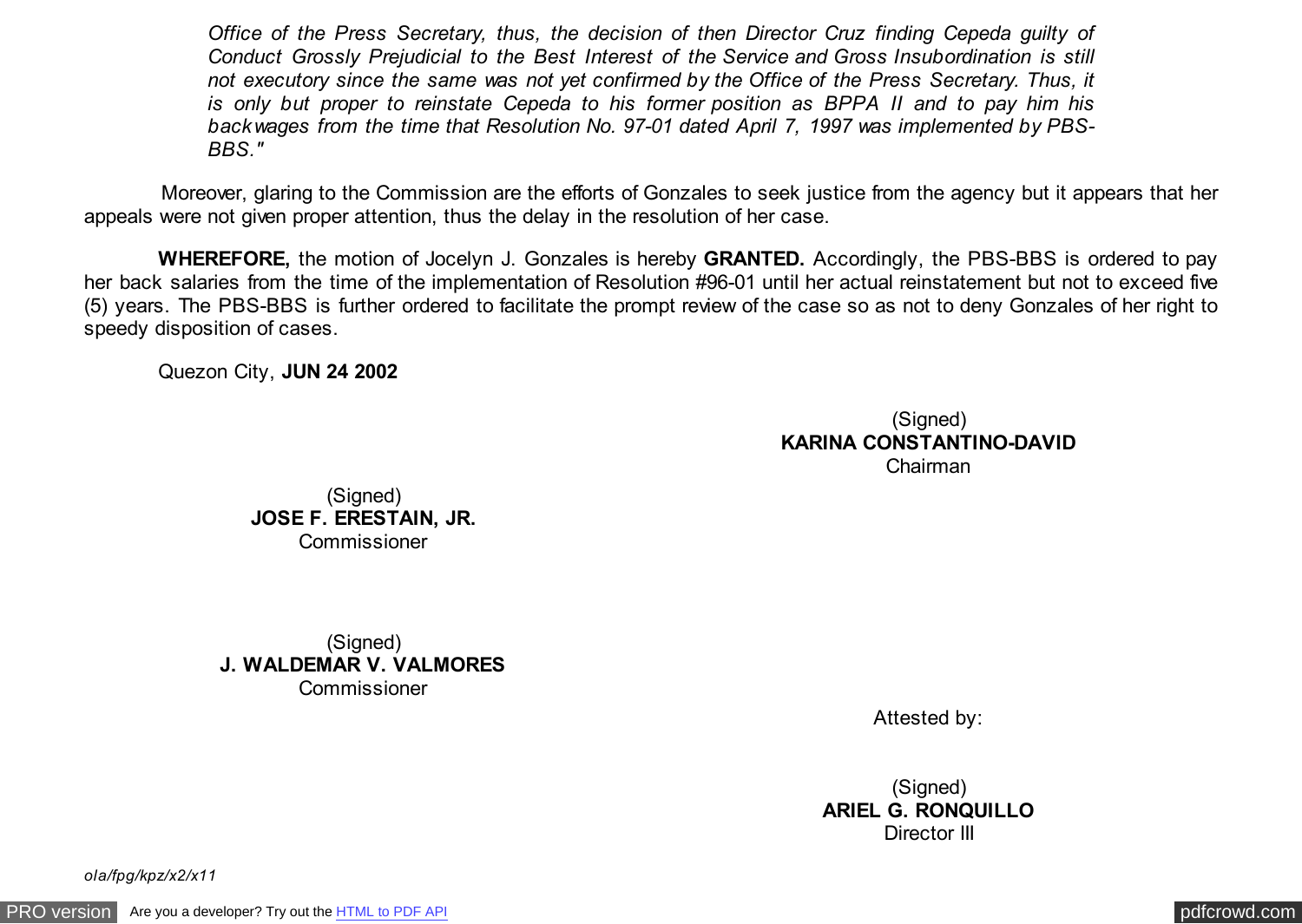*Office of the Press Secretary, thus, the decision of then Director Cruz finding Cepeda guilty of Conduct Grossly Prejudicial to the Best Interest of the Service and Gross Insubordination is still not executory since the same was not yet confirmed by the Office of the Press Secretary. Thus, it is only but proper to reinstate Cepeda to his former position as BPPA II and to pay him his backwages from the time that Resolution No. 97-01 dated April 7, 1997 was implemented by PBS-BBS."*

Moreover, glaring to the Commission are the efforts of Gonzales to seek justice from the agency but it appears that her appeals were not given proper attention, thus the delay in the resolution of her case.

**WHEREFORE,** the motion of Jocelyn J. Gonzales is hereby **GRANTED.** Accordingly, the PBS-BBS is ordered to pay her back salaries from the time of the implementation of Resolution #96-01 until her actual reinstatement but not to exceed five (5) years. The PBS-BBS is further ordered to facilitate the prompt review of the case so as not to deny Gonzales of her right to speedy disposition of cases.

Quezon City, **JUN 24 2002**

(Signed)
**KARINA CONSTANTINO-DAVID**
Chairman

(Signed)
**JOSE F. ERESTAIN, JR.**
Commissioner

(Signed)
**J. WALDEMAR V. VALMORES**
Commissioner

Attested by:

(Signed)
**ARIEL G. RONQUILLO**
Director III

*ola/fpg/kpz/x2/x11*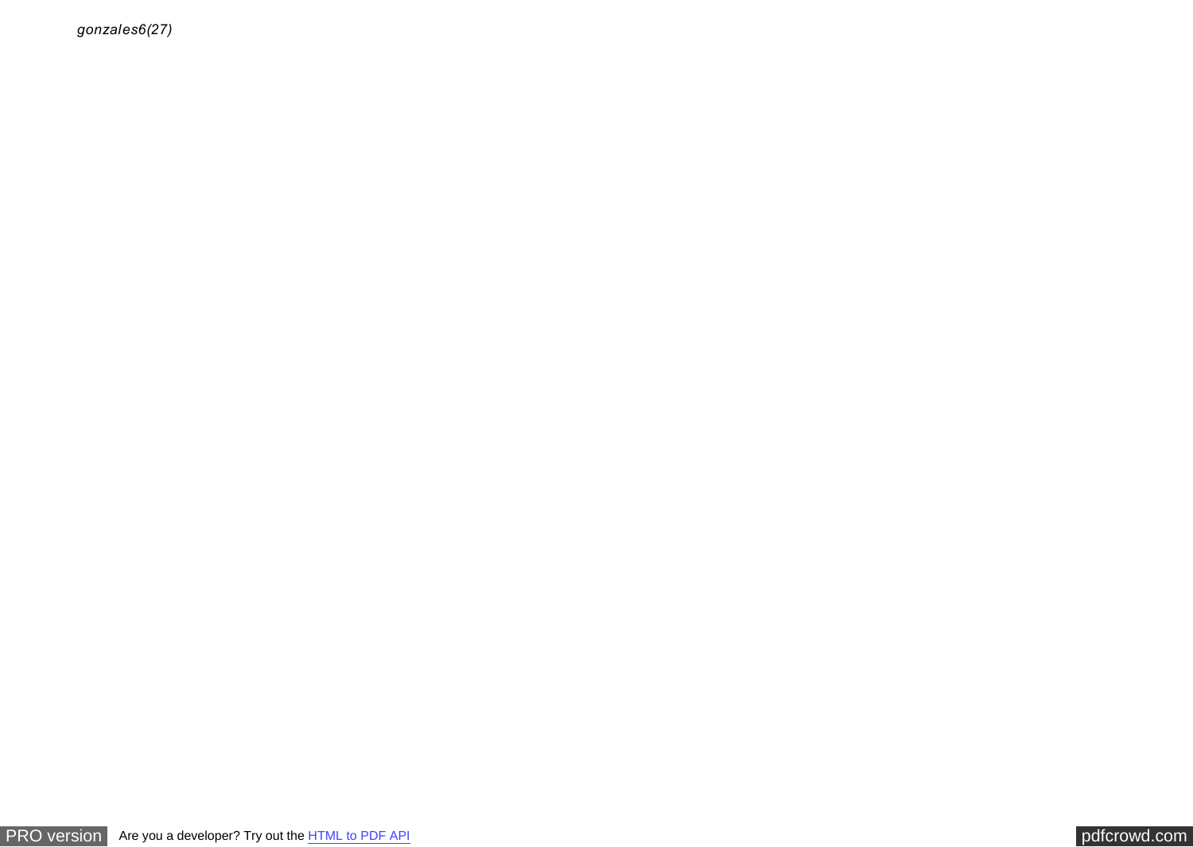*gonzales6(27)*